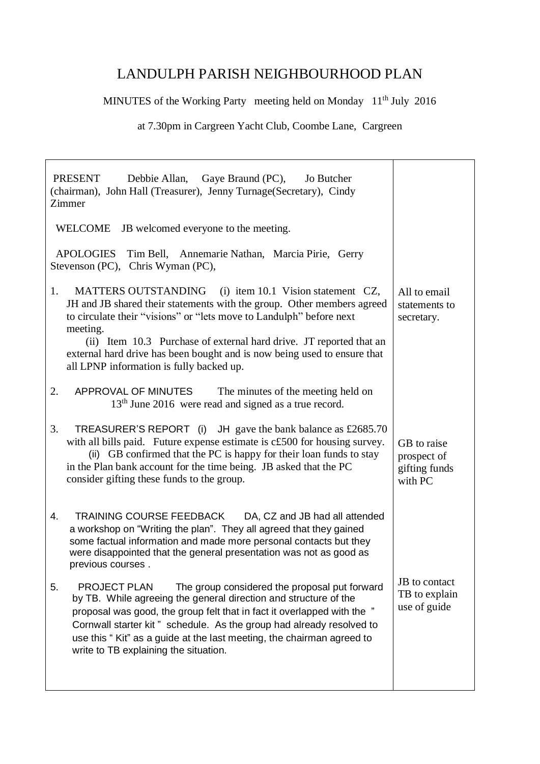# LANDULPH PARISH NEIGHBOURHOOD PLAN

MINUTES of the Working Party meeting held on Monday 11th July 2016

at 7.30pm in Cargreen Yacht Club, Coombe Lane, Cargreen

| | |
|---|---|
| PRESENT Debbie Allan, Gaye Braund (PC), Jo Butcher (chairman), John Hall (Treasurer), Jenny Turnage(Secretary), Cindy Zimmer | |
| WELCOME JB welcomed everyone to the meeting. | |
| APOLOGIES Tim Bell, Annemarie Nathan, Marcia Pirie, Gerry Stevenson (PC), Chris Wyman (PC), | |
| 1. MATTERS OUTSTANDING (i) item 10.1 Vision statement CZ, JH and JB shared their statements with the group. Other members agreed to circulate their "visions" or "lets move to Landulph" before next meeting. (ii) Item 10.3 Purchase of external hard drive. JT reported that an external hard drive has been bought and is now being used to ensure that all LPNP information is fully backed up. | All to email statements to secretary. |
| 2. APPROVAL OF MINUTES The minutes of the meeting held on 13th June 2016 were read and signed as a true record. | |
| 3. TREASURER'S REPORT (i) JH gave the bank balance as £2685.70 with all bills paid. Future expense estimate is c£500 for housing survey. (ii) GB confirmed that the PC is happy for their loan funds to stay in the Plan bank account for the time being. JB asked that the PC consider gifting these funds to the group. | GB to raise prospect of gifting funds with PC |
| 4. TRAINING COURSE FEEDBACK DA, CZ and JB had all attended a workshop on "Writing the plan". They all agreed that they gained some factual information and made more personal contacts but they were disappointed that the general presentation was not as good as previous courses . | |
| 5. PROJECT PLAN The group considered the proposal put forward by TB. While agreeing the general direction and structure of the proposal was good, the group felt that in fact it overlapped with the " Cornwall starter kit " schedule. As the group had already resolved to use this " Kit" as a guide at the last meeting, the chairman agreed to write to TB explaining the situation. | JB to contact TB to explain use of guide |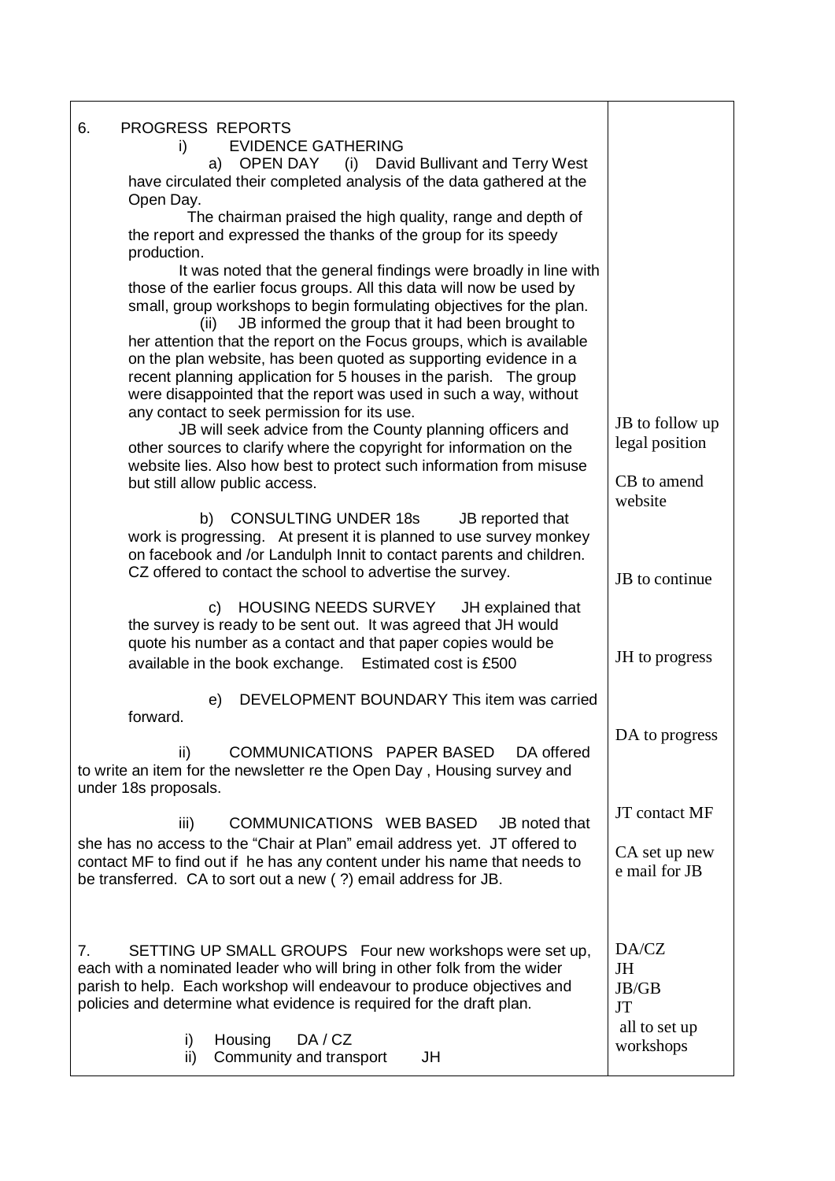| | |
|---|---|
| 6. PROGRESS REPORTS<br>i) EVIDENCE GATHERING<br>a) OPEN DAY (i) David Bullivant and Terry West have circulated their completed analysis of the data gathered at the Open Day.<br>The chairman praised the high quality, range and depth of the report and expressed the thanks of the group for its speedy production.<br>It was noted that the general findings were broadly in line with those of the earlier focus groups. All this data will now be used by small, group workshops to begin formulating objectives for the plan.<br>(ii) JB informed the group that it had been brought to her attention that the report on the Focus groups, which is available on the plan website, has been quoted as supporting evidence in a recent planning application for 5 houses in the parish. The group were disappointed that the report was used in such a way, without any contact to seek permission for its use.<br>JB will seek advice from the County planning officers and other sources to clarify where the copyright for information on the website lies. Also how best to protect such information from misuse but still allow public access. | JB to follow up legal position<br><br>CB to amend website |
| b) CONSULTING UNDER 18s JB reported that work is progressing. At present it is planned to use survey monkey on facebook and /or Landulph Innit to contact parents and children. CZ offered to contact the school to advertise the survey. | JB to continue |
| c) HOUSING NEEDS SURVEY JH explained that the survey is ready to be sent out. It was agreed that JH would quote his number as a contact and that paper copies would be available in the book exchange. Estimated cost is £500 | JH to progress |
| e) DEVELOPMENT BOUNDARY This item was carried forward. | |
| ii) COMMUNICATIONS PAPER BASED DA offered to write an item for the newsletter re the Open Day , Housing survey and under 18s proposals. | DA to progress |
| iii) COMMUNICATIONS WEB BASED JB noted that she has no access to the "Chair at Plan" email address yet. JT offered to contact MF to find out if he has any content under his name that needs to be transferred. CA to sort out a new ( ?) email address for JB. | JT contact MF<br><br>CA set up new e mail for JB |
| 7. SETTING UP SMALL GROUPS Four new workshops were set up, each with a nominated leader who will bring in other folk from the wider parish to help. Each workshop will endeavour to produce objectives and policies and determine what evidence is required for the draft plan.<br>i) Housing DA / CZ<br>ii) Community and transport JH | DA/CZ<br>JH<br>JB/GB<br>JT<br>all to set up workshops |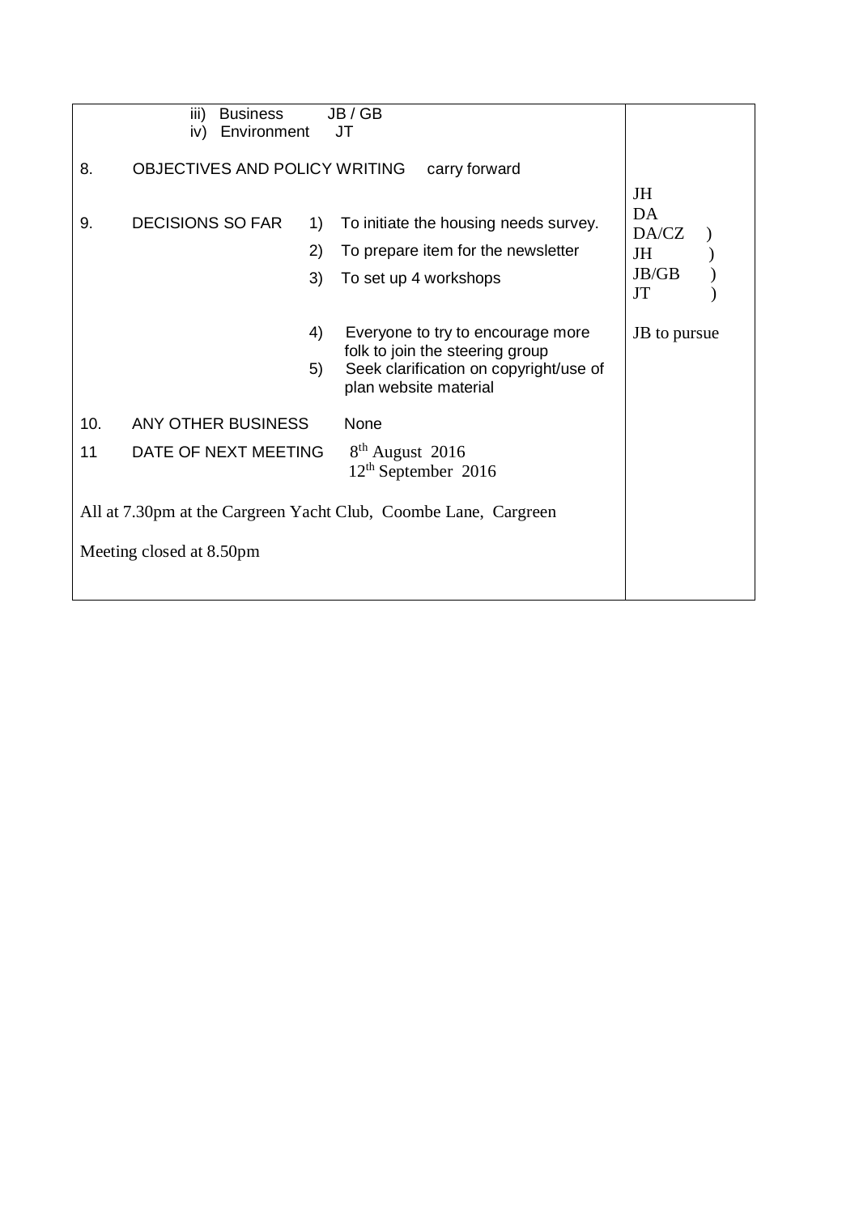| | |
|---|---|
| iii) Business JB / GB<br>iv) Environment JT | |
| 8. OBJECTIVES AND POLICY WRITING carry forward | |
| 9. DECISIONS SO FAR 1) To initiate the housing needs survey.<br>2) To prepare item for the newsletter<br>3) To set up 4 workshops | JH<br>DA<br>DA/CZ )<br>JH )<br>JB/GB )<br>JT ) |
| 4) Everyone to try to encourage more folk to join the steering group<br>5) Seek clarification on copyright/use of plan website material | JB to pursue |
| 10. ANY OTHER BUSINESS None | |
| 11 DATE OF NEXT MEETING 8th August 2016<br>12th September 2016 | |
| All at 7.30pm at the Cargreen Yacht Club, Coombe Lane, Cargreen | |
| Meeting closed at 8.50pm | |